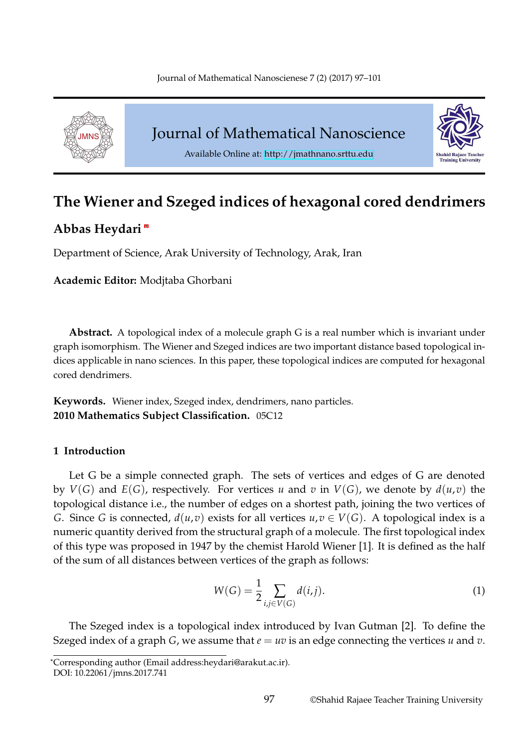# The Wiener and Szeged indices of hexagonal cored dendrimers

**Abbas Heydari** *

Department of Science, Arak University of Technology, Arak, Iran

**Academic Editor:** Modjtaba Ghorbani

**Abstract.** A topological index of a molecule graph G is a real number which is invariant under graph isomorphism. The Wiener and Szeged indices are two important distance based topological indices applicable in nano sciences. In this paper, these topological indices are computed for hexagonal cored dendrimers.

**Keywords.** Wiener index, Szeged index, dendrimers, nano particles.
**2010 Mathematics Subject Classification.** 05C12

## 1 Introduction

Let G be a simple connected graph. The sets of vertices and edges of G are denoted by $V(G)$ and $E(G)$, respectively. For vertices $u$ and $v$ in $V(G)$, we denote by $d(u,v)$ the topological distance i.e., the number of edges on a shortest path, joining the two vertices of $G$. Since $G$ is connected, $d(u,v)$ exists for all vertices $u,v \in V(G)$. A topological index is a numeric quantity derived from the structural graph of a molecule. The first topological index of this type was proposed in 1947 by the chemist Harold Wiener [1]. It is defined as the half of the sum of all distances between vertices of the graph as follows:

$$W(G) = \frac{1}{2} \sum_{i,j \in V(G)} d(i,j). \tag{1}$$

The Szeged index is a topological index introduced by Ivan Gutman [2]. To define the Szeged index of a graph $G$, we assume that $e = uv$ is an edge connecting the vertices $u$ and $v$.

*Corresponding author (Email address:heydari@arakut.ac.ir).
DOI: 10.22061/jmns.2017.741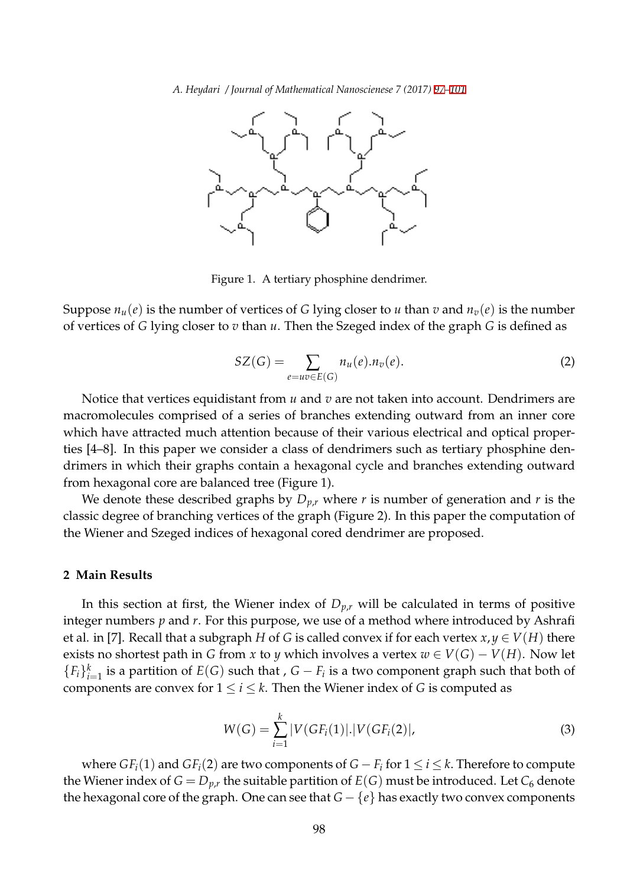Figure 1. A tertiary phosphine dendrimer.

Suppose $n_u(e)$ is the number of vertices of $G$ lying closer to $u$ than $v$ and $n_v(e)$ is the number of vertices of $G$ lying closer to $v$ than $u$. Then the Szeged index of the graph $G$ is defined as

$$SZ(G) = \sum_{e=uv \in E(G)} n_u(e).n_v(e). \tag{2}$$

Notice that vertices equidistant from $u$ and $v$ are not taken into account. Dendrimers are macromolecules comprised of a series of branches extending outward from an inner core which have attracted much attention because of their various electrical and optical properties [4–8]. In this paper we consider a class of dendrimers such as tertiary phosphine dendrimers in which their graphs contain a hexagonal cycle and branches extending outward from hexagonal core are balanced tree (Figure 1).

We denote these described graphs by $D_{p,r}$ where $r$ is number of generation and $r$ is the classic degree of branching vertices of the graph (Figure 2). In this paper the computation of the Wiener and Szeged indices of hexagonal cored dendrimer are proposed.

## 2 Main Results

In this section at first, the Wiener index of $D_{p,r}$ will be calculated in terms of positive integer numbers $p$ and $r$. For this purpose, we use of a method where introduced by Ashrafi et al. in [7]. Recall that a subgraph $H$ of $G$ is called convex if for each vertex $x, y \in V(H)$ there exists no shortest path in $G$ from $x$ to $y$ which involves a vertex $w \in V(G) - V(H)$. Now let $\{F_i\}_{i=1}^{k}$ is a partition of $E(G)$ such that , $G - F_i$ is a two component graph such that both of components are convex for $1 \leq i \leq k$. Then the Wiener index of $G$ is computed as

$$W(G) = \sum_{i=1}^{k} |V(GF_i(1)|.|V(GF_i(2)|, \tag{3}$$

where $GF_i(1)$ and $GF_i(2)$ are two components of $G - F_i$ for $1 \leq i \leq k$. Therefore to compute the Wiener index of $G = D_{p,r}$ the suitable partition of $E(G)$ must be introduced. Let $C_6$ denote the hexagonal core of the graph. One can see that $G - \{e\}$ has exactly two convex components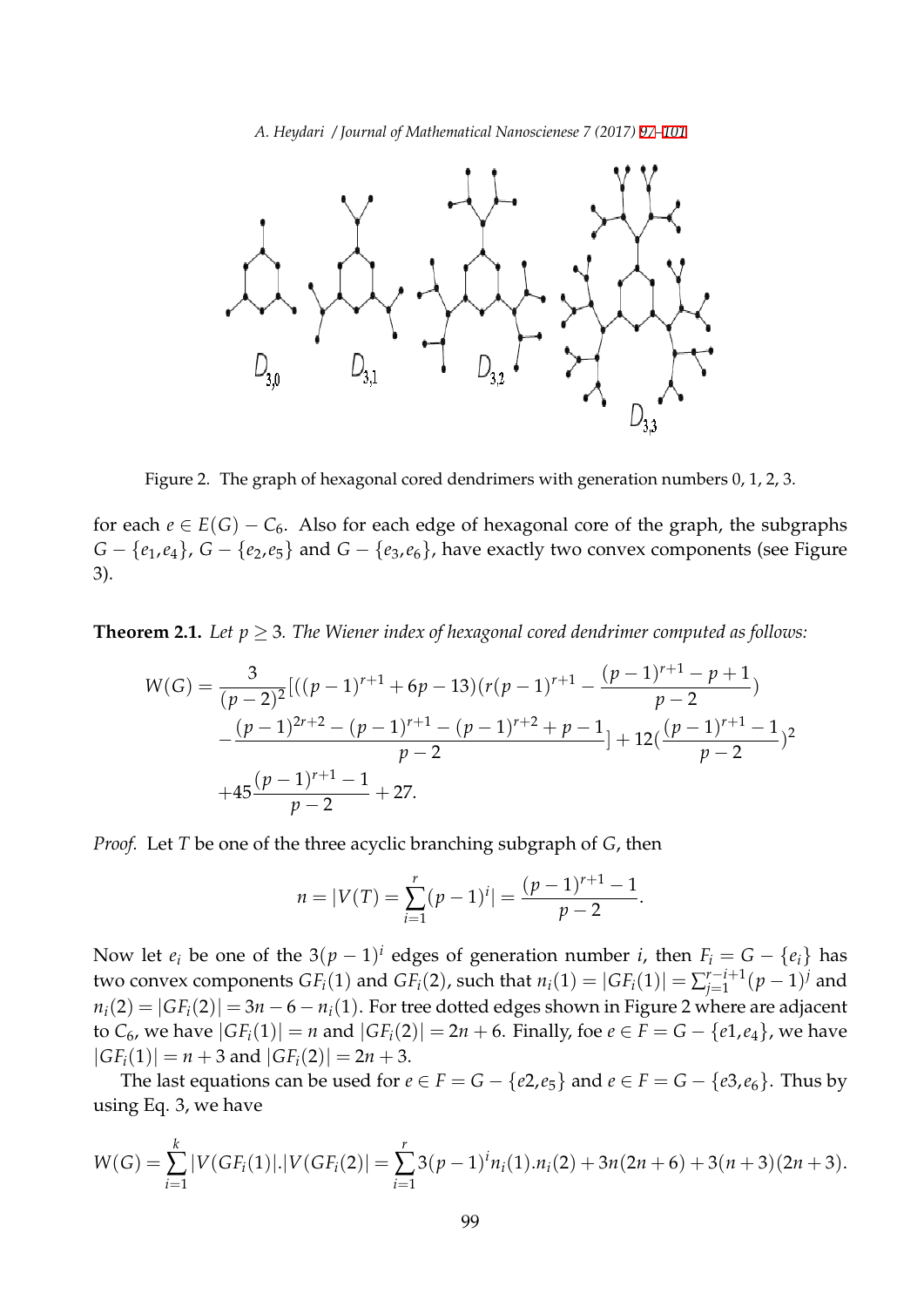Figure 2. The graph of hexagonal cored dendrimers with generation numbers 0, 1, 2, 3.

for each $e \in E(G) - C_6$. Also for each edge of hexagonal core of the graph, the subgraphs $G - \{e_1, e_4\}$, $G - \{e_2, e_5\}$ and $G - \{e_3, e_6\}$, have exactly two convex components (see Figure 3).

**Theorem 2.1.** *Let $p \geq 3$. The Wiener index of hexagonal cored dendrimer computed as follows:*

$$W(G) = \frac{3}{(p-2)^2}[((p-1)^{r+1} + 6p - 13)(r(p-1)^{r+1} - \frac{(p-1)^{r+1} - p + 1}{p-2})$$
$$- \frac{(p-1)^{2r+2} - (p-1)^{r+1} - (p-1)^{r+2} + p - 1}{p-2}] + 12(\frac{(p-1)^{r+1} - 1}{p-2})^2$$
$$+ 45\frac{(p-1)^{r+1} - 1}{p-2} + 27.$$

*Proof.* Let $T$ be one of the three acyclic branching subgraph of $G$, then

$$n = |V(T)| = \sum_{i=1}^{r} (p-1)^i| = \frac{(p-1)^{r+1} - 1}{p-2}.$$

Now let $e_i$ be one of the $3(p-1)^i$ edges of generation number $i$, then $F_i = G - \{e_i\}$ has two convex components $GF_i(1)$ and $GF_i(2)$, such that $n_i(1) = |GF_i(1)| = \sum_{j=1}^{r-i+1} (p-1)^j$ and $n_i(2) = |GF_i(2)| = 3n - 6 - n_i(1)$. For tree dotted edges shown in Figure 2 where are adjacent to $C_6$, we have $|GF_i(1)| = n$ and $|GF_i(2)| = 2n + 6$. Finally, foe $e \in F = G - \{e1, e_4\}$, we have $|GF_i(1)| = n + 3$ and $|GF_i(2)| = 2n + 3$.

The last equations can be used for $e \in F = G - \{e2, e_5\}$ and $e \in F = G - \{e3, e_6\}$. Thus by using Eq. 3, we have

$$W(G) = \sum_{i=1}^{k} |V(GF_i(1)|.|V(GF_i(2)| = \sum_{i=1}^{r} 3(p-1)^i n_i(1).n_i(2) + 3n(2n+6) + 3(n+3)(2n+3).$$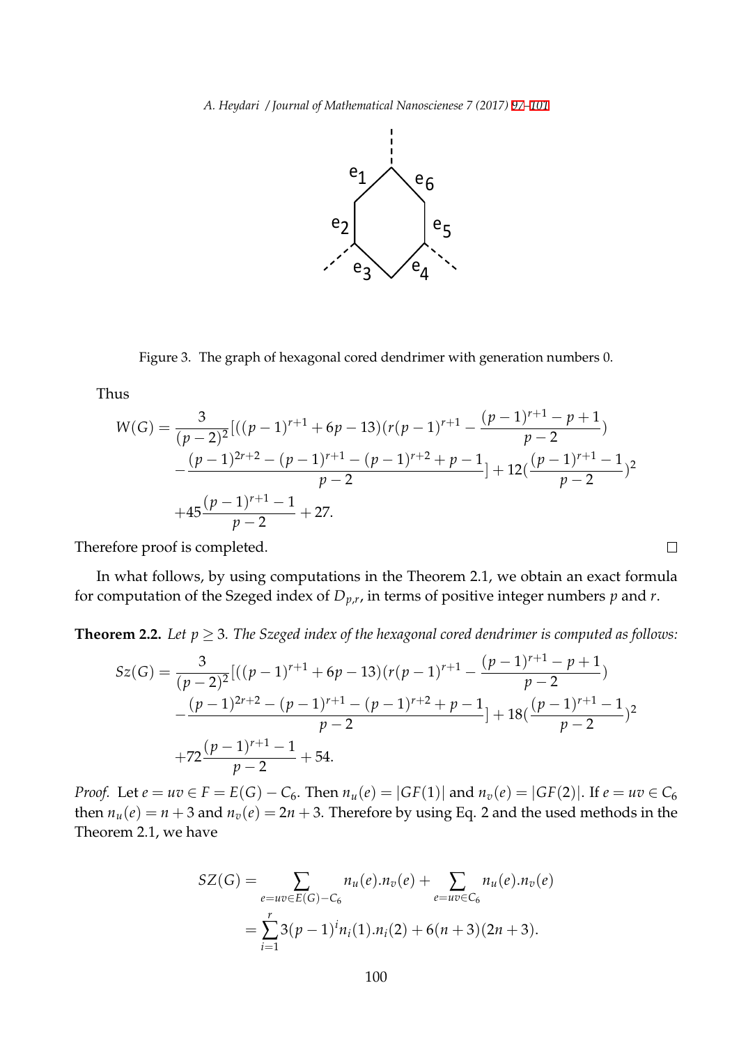Figure 3. The graph of hexagonal cored dendrimer with generation numbers 0.

Thus

$$W(G) = \frac{3}{(p-2)^2}[((p-1)^{r+1} + 6p - 13)(r(p-1)^{r+1} - \frac{(p-1)^{r+1} - p + 1}{p-2}) - \frac{(p-1)^{2r+2} - (p-1)^{r+1} - (p-1)^{r+2} + p - 1}{p-2}] + 12(\frac{(p-1)^{r+1} - 1}{p-2})^2 + 45\frac{(p-1)^{r+1} - 1}{p-2} + 27.$$

Therefore proof is completed. □

In what follows, by using computations in the Theorem 2.1, we obtain an exact formula for computation of the Szeged index of $D_{p,r}$, in terms of positive integer numbers $p$ and $r$.

**Theorem 2.2.** *Let $p \geq 3$. The Szeged index of the hexagonal cored dendrimer is computed as follows:*

$$Sz(G) = \frac{3}{(p-2)^2}[((p-1)^{r+1} + 6p - 13)(r(p-1)^{r+1} - \frac{(p-1)^{r+1} - p + 1}{p-2}) - \frac{(p-1)^{2r+2} - (p-1)^{r+1} - (p-1)^{r+2} + p - 1}{p-2}] + 18(\frac{(p-1)^{r+1} - 1}{p-2})^2 + 72\frac{(p-1)^{r+1} - 1}{p-2} + 54.$$

*Proof.* Let $e = uv \in F = E(G) - C_6$. Then $n_u(e) = |GF(1)|$ and $n_v(e) = |GF(2)|$. If $e = uv \in C_6$ then $n_u(e) = n + 3$ and $n_v(e) = 2n + 3$. Therefore by using Eq. 2 and the used methods in the Theorem 2.1, we have

$$SZ(G) = \sum_{e=uv \in E(G)-C_6} n_u(e).n_v(e) + \sum_{e=uv \in C_6} n_u(e).n_v(e)$$
$$= \sum_{i=1}^{r} 3(p-1)^i n_i(1).n_i(2) + 6(n+3)(2n+3).$$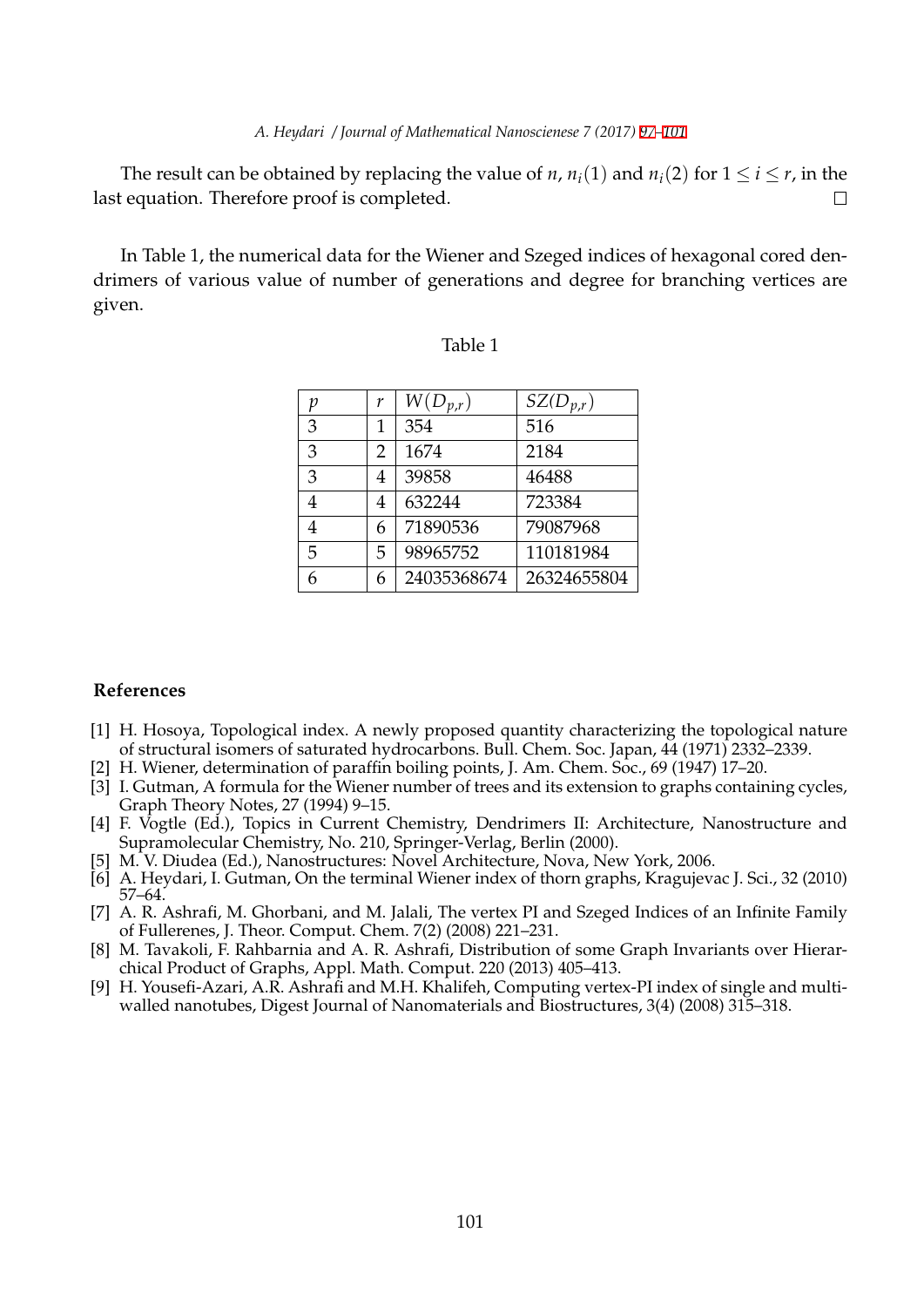The result can be obtained by replacing the value of $n$, $n_i(1)$ and $n_i(2)$ for $1 \leq i \leq r$, in the last equation. Therefore proof is completed. □

In Table 1, the numerical data for the Wiener and Szeged indices of hexagonal cored dendrimers of various value of number of generations and degree for branching vertices are given.

Table 1

| $p$ | $r$ | $W(D_{p,r})$ | $SZ(D_{p,r})$ |
|---|---|---|---|
| 3 | 1 | 354 | 516 |
| 3 | 2 | 1674 | 2184 |
| 3 | 4 | 39858 | 46488 |
| 4 | 4 | 632244 | 723384 |
| 4 | 6 | 71890536 | 79087968 |
| 5 | 5 | 98965752 | 110181984 |
| 6 | 6 | 24035368674 | 26324655804 |

## References

[1] H. Hosoya, Topological index. A newly proposed quantity characterizing the topological nature of structural isomers of saturated hydrocarbons. Bull. Chem. Soc. Japan, 44 (1971) 2332–2339.

[2] H. Wiener, determination of paraffin boiling points, J. Am. Chem. Soc., 69 (1947) 17–20.

[3] I. Gutman, A formula for the Wiener number of trees and its extension to graphs containing cycles, Graph Theory Notes, 27 (1994) 9–15.

[4] F. Vogtle (Ed.), Topics in Current Chemistry, Dendrimers II: Architecture, Nanostructure and Supramolecular Chemistry, No. 210, Springer-Verlag, Berlin (2000).

[5] M. V. Diudea (Ed.), Nanostructures: Novel Architecture, Nova, New York, 2006.

[6] A. Heydari, I. Gutman, On the terminal Wiener index of thorn graphs, Kragujevac J. Sci., 32 (2010) 57–64.

[7] A. R. Ashrafi, M. Ghorbani, and M. Jalali, The vertex PI and Szeged Indices of an Infinite Family of Fullerenes, J. Theor. Comput. Chem. 7(2) (2008) 221–231.

[8] M. Tavakoli, F. Rahbarnia and A. R. Ashrafi, Distribution of some Graph Invariants over Hierarchical Product of Graphs, Appl. Math. Comput. 220 (2013) 405–413.

[9] H. Yousefi-Azari, A.R. Ashrafi and M.H. Khalifeh, Computing vertex-PI index of single and multi-walled nanotubes, Digest Journal of Nanomaterials and Biostructures, 3(4) (2008) 315–318.